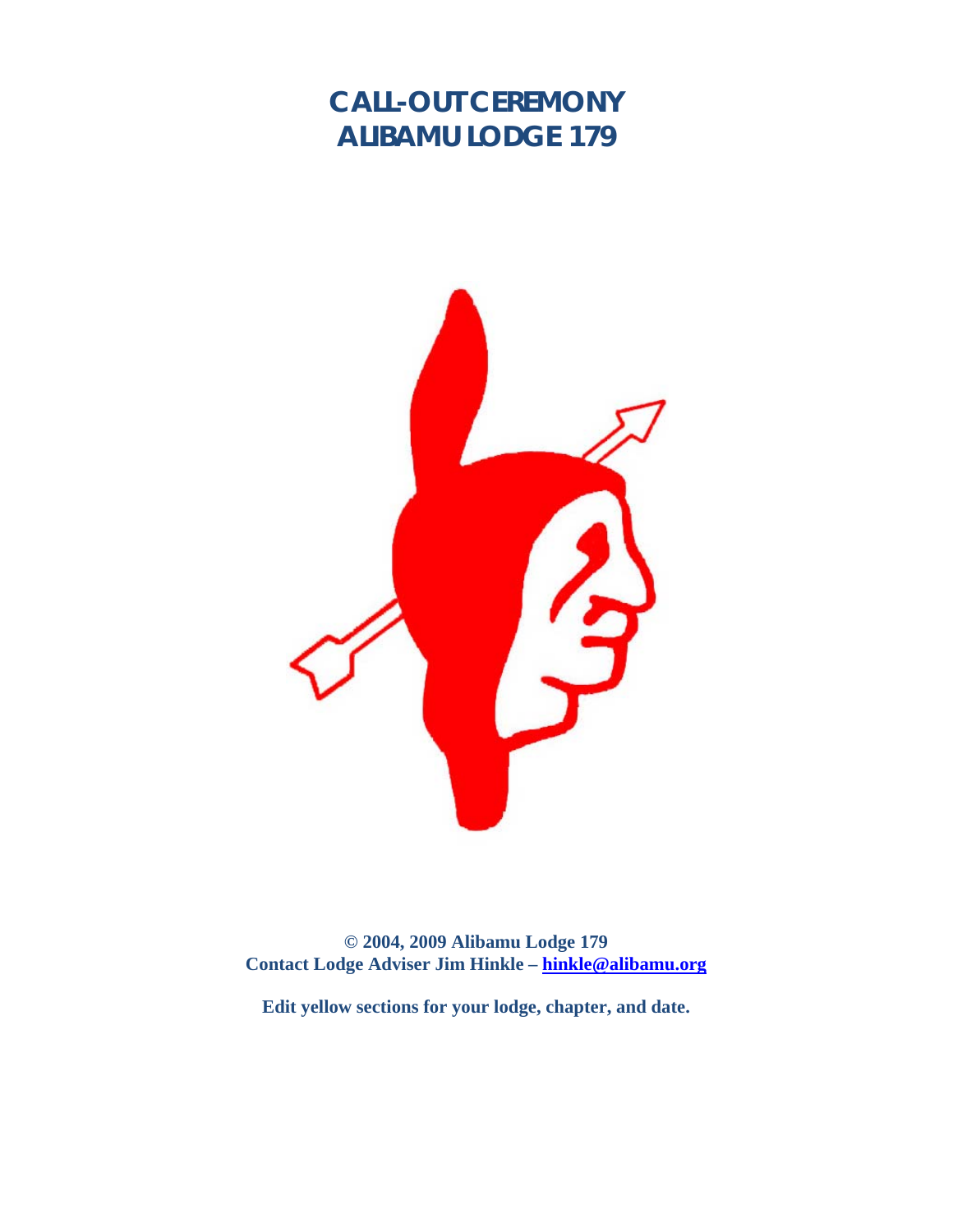# CALL-OUT CEREMONY
# ALIBAMU LODGE 179

**© 2004, 2009 Alibamu Lodge 179**
**Contact Lodge Adviser Jim Hinkle – hinkle@alibamu.org**

**Edit yellow sections for your lodge, chapter, and date.**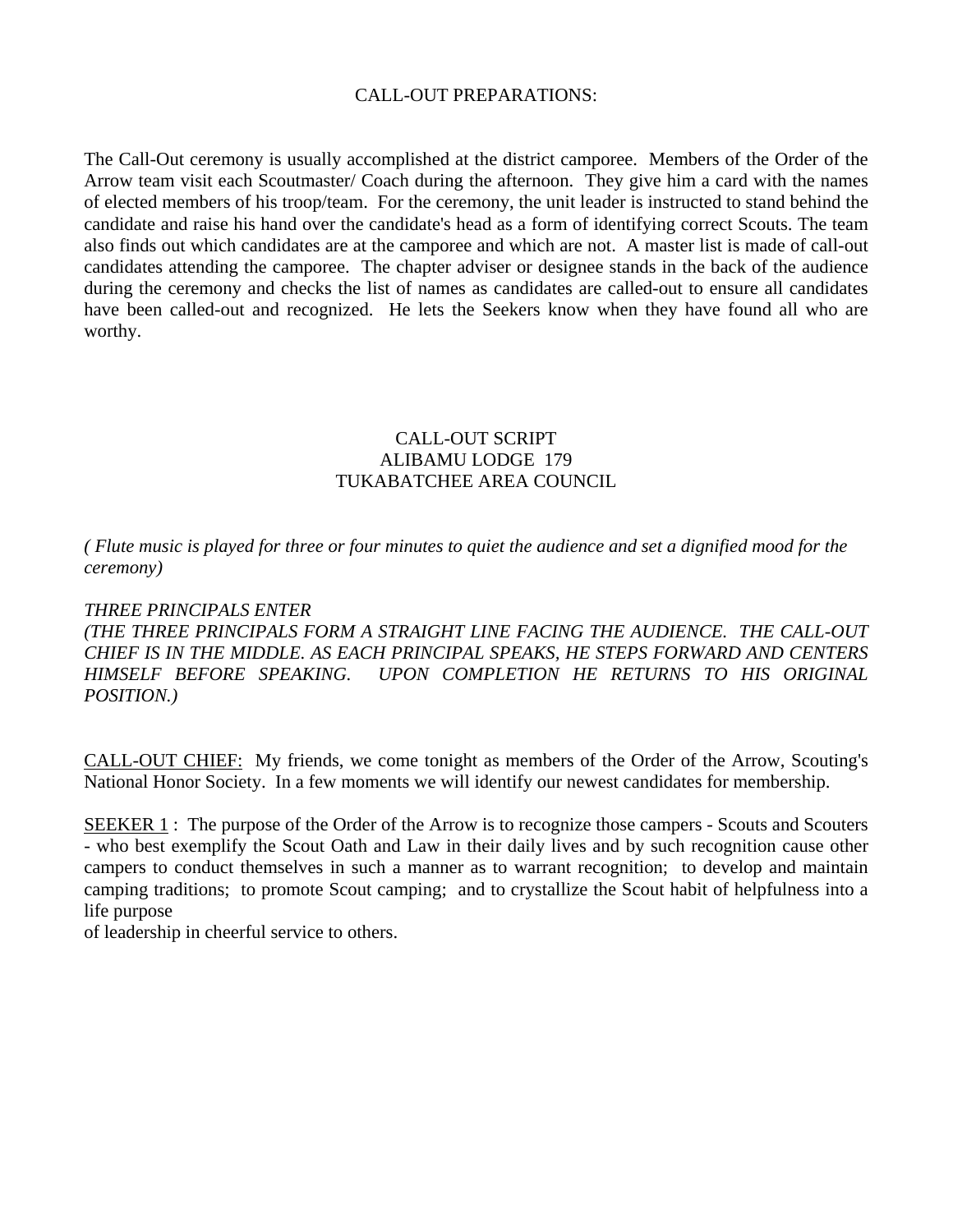## CALL-OUT PREPARATIONS:

The Call-Out ceremony is usually accomplished at the district camporee. Members of the Order of the Arrow team visit each Scoutmaster/ Coach during the afternoon. They give him a card with the names of elected members of his troop/team. For the ceremony, the unit leader is instructed to stand behind the candidate and raise his hand over the candidate's head as a form of identifying correct Scouts. The team also finds out which candidates are at the camporee and which are not. A master list is made of call-out candidates attending the camporee. The chapter adviser or designee stands in the back of the audience during the ceremony and checks the list of names as candidates are called-out to ensure all candidates have been called-out and recognized. He lets the Seekers know when they have found all who are worthy.

## CALL-OUT SCRIPT
## ALIBAMU LODGE 179
## TUKABATCHEE AREA COUNCIL

*( Flute music is played for three or four minutes to quiet the audience and set a dignified mood for the ceremony)*

*THREE PRINCIPALS ENTER*
*(THE THREE PRINCIPALS FORM A STRAIGHT LINE FACING THE AUDIENCE. THE CALL-OUT CHIEF IS IN THE MIDDLE. AS EACH PRINCIPAL SPEAKS, HE STEPS FORWARD AND CENTERS HIMSELF BEFORE SPEAKING. UPON COMPLETION HE RETURNS TO HIS ORIGINAL POSITION.)*

<u>CALL-OUT CHIEF:</u> My friends, we come tonight as members of the Order of the Arrow, Scouting's National Honor Society. In a few moments we will identify our newest candidates for membership.

<u>SEEKER 1</u> : The purpose of the Order of the Arrow is to recognize those campers - Scouts and Scouters - who best exemplify the Scout Oath and Law in their daily lives and by such recognition cause other campers to conduct themselves in such a manner as to warrant recognition; to develop and maintain camping traditions; to promote Scout camping; and to crystallize the Scout habit of helpfulness into a life purpose of leadership in cheerful service to others.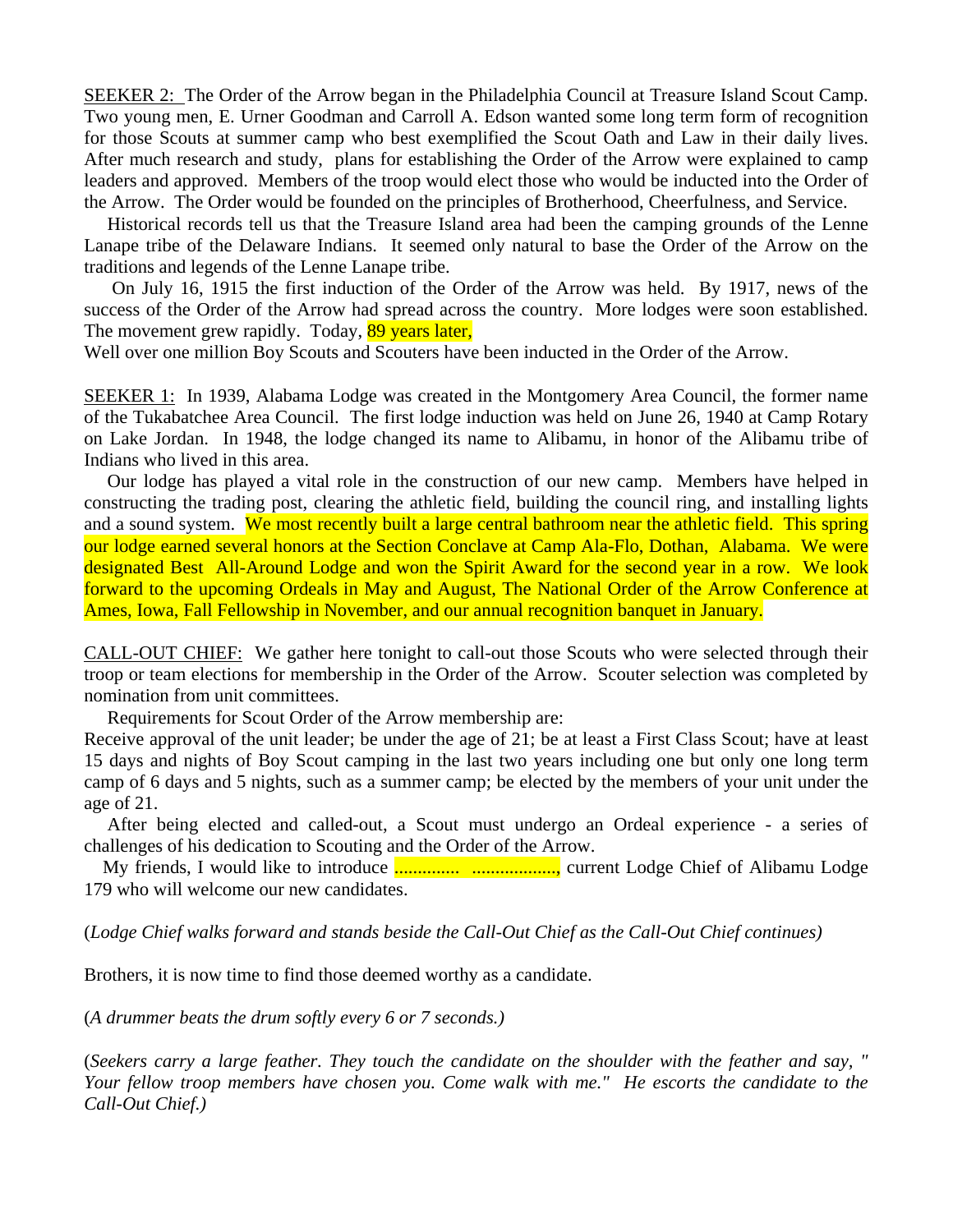SEEKER 2: The Order of the Arrow began in the Philadelphia Council at Treasure Island Scout Camp. Two young men, E. Urner Goodman and Carroll A. Edson wanted some long term form of recognition for those Scouts at summer camp who best exemplified the Scout Oath and Law in their daily lives. After much research and study, plans for establishing the Order of the Arrow were explained to camp leaders and approved. Members of the troop would elect those who would be inducted into the Order of the Arrow. The Order would be founded on the principles of Brotherhood, Cheerfulness, and Service.

Historical records tell us that the Treasure Island area had been the camping grounds of the Lenne Lanape tribe of the Delaware Indians. It seemed only natural to base the Order of the Arrow on the traditions and legends of the Lenne Lanape tribe.

On July 16, 1915 the first induction of the Order of the Arrow was held. By 1917, news of the success of the Order of the Arrow had spread across the country. More lodges were soon established. The movement grew rapidly. Today, 89 years later,
Well over one million Boy Scouts and Scouters have been inducted in the Order of the Arrow.

SEEKER 1: In 1939, Alabama Lodge was created in the Montgomery Area Council, the former name of the Tukabatchee Area Council. The first lodge induction was held on June 26, 1940 at Camp Rotary on Lake Jordan. In 1948, the lodge changed its name to Alibamu, in honor of the Alibamu tribe of Indians who lived in this area.

Our lodge has played a vital role in the construction of our new camp. Members have helped in constructing the trading post, clearing the athletic field, building the council ring, and installing lights and a sound system. We most recently built a large central bathroom near the athletic field. This spring our lodge earned several honors at the Section Conclave at Camp Ala-Flo, Dothan, Alabama. We were designated Best All-Around Lodge and won the Spirit Award for the second year in a row. We look forward to the upcoming Ordeals in May and August, The National Order of the Arrow Conference at Ames, Iowa, Fall Fellowship in November, and our annual recognition banquet in January.

CALL-OUT CHIEF: We gather here tonight to call-out those Scouts who were selected through their troop or team elections for membership in the Order of the Arrow. Scouter selection was completed by nomination from unit committees.

Requirements for Scout Order of the Arrow membership are:
Receive approval of the unit leader; be under the age of 21; be at least a First Class Scout; have at least 15 days and nights of Boy Scout camping in the last two years including one but only one long term camp of 6 days and 5 nights, such as a summer camp; be elected by the members of your unit under the age of 21.

After being elected and called-out, a Scout must undergo an Ordeal experience - a series of challenges of his dedication to Scouting and the Order of the Arrow.

My friends, I would like to introduce .............. .................., current Lodge Chief of Alibamu Lodge 179 who will welcome our new candidates.

(*Lodge Chief walks forward and stands beside the Call-Out Chief as the Call-Out Chief continues)*

Brothers, it is now time to find those deemed worthy as a candidate.

(*A drummer beats the drum softly every 6 or 7 seconds.)*

(*Seekers carry a large feather. They touch the candidate on the shoulder with the feather and say, " Your fellow troop members have chosen you. Come walk with me." He escorts the candidate to the Call-Out Chief.)*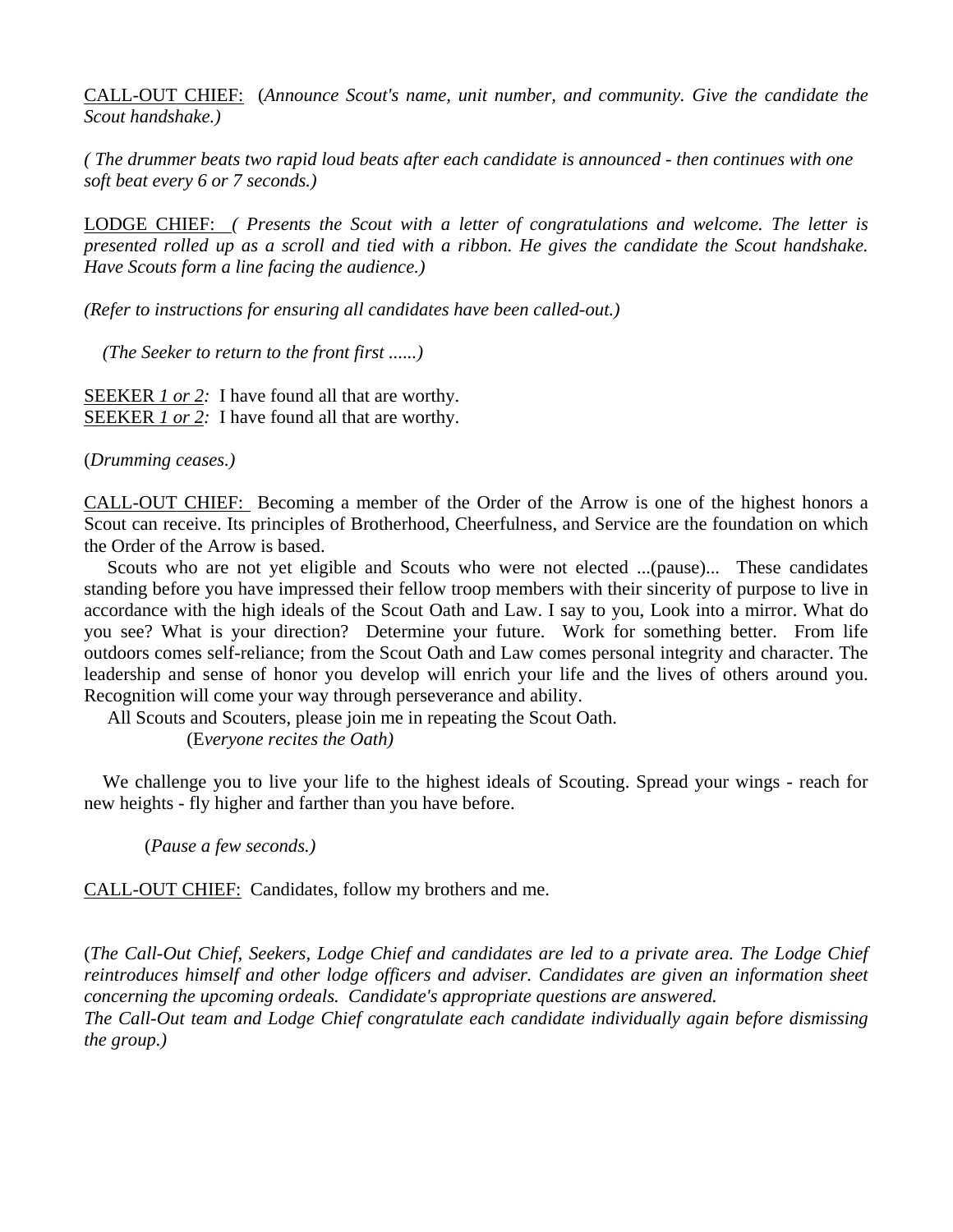CALL-OUT CHIEF: (*Announce Scout's name, unit number, and community. Give the candidate the Scout handshake.)*

*( The drummer beats two rapid loud beats after each candidate is announced - then continues with one soft beat every 6 or 7 seconds.)*

LODGE CHIEF: *( Presents the Scout with a letter of congratulations and welcome. The letter is presented rolled up as a scroll and tied with a ribbon. He gives the candidate the Scout handshake. Have Scouts form a line facing the audience.)*

*(Refer to instructions for ensuring all candidates have been called-out.)*

*(The Seeker to return to the front first ......)*

SEEKER *1 or 2:* I have found all that are worthy.
SEEKER *1 or 2:* I have found all that are worthy.

(*Drumming ceases.)*

CALL-OUT CHIEF: Becoming a member of the Order of the Arrow is one of the highest honors a Scout can receive. Its principles of Brotherhood, Cheerfulness, and Service are the foundation on which the Order of the Arrow is based.

Scouts who are not yet eligible and Scouts who were not elected ...(pause)... These candidates standing before you have impressed their fellow troop members with their sincerity of purpose to live in accordance with the high ideals of the Scout Oath and Law. I say to you, Look into a mirror. What do you see? What is your direction? Determine your future. Work for something better. From life outdoors comes self-reliance; from the Scout Oath and Law comes personal integrity and character. The leadership and sense of honor you develop will enrich your life and the lives of others around you. Recognition will come your way through perseverance and ability.

All Scouts and Scouters, please join me in repeating the Scout Oath.

(E*veryone recites the Oath)*

We challenge you to live your life to the highest ideals of Scouting. Spread your wings - reach for new heights - fly higher and farther than you have before.

(*Pause a few seconds.)*

CALL-OUT CHIEF: Candidates, follow my brothers and me.

(*The Call-Out Chief, Seekers, Lodge Chief and candidates are led to a private area. The Lodge Chief reintroduces himself and other lodge officers and adviser. Candidates are given an information sheet concerning the upcoming ordeals. Candidate's appropriate questions are answered.*
*The Call-Out team and Lodge Chief congratulate each candidate individually again before dismissing the group.)*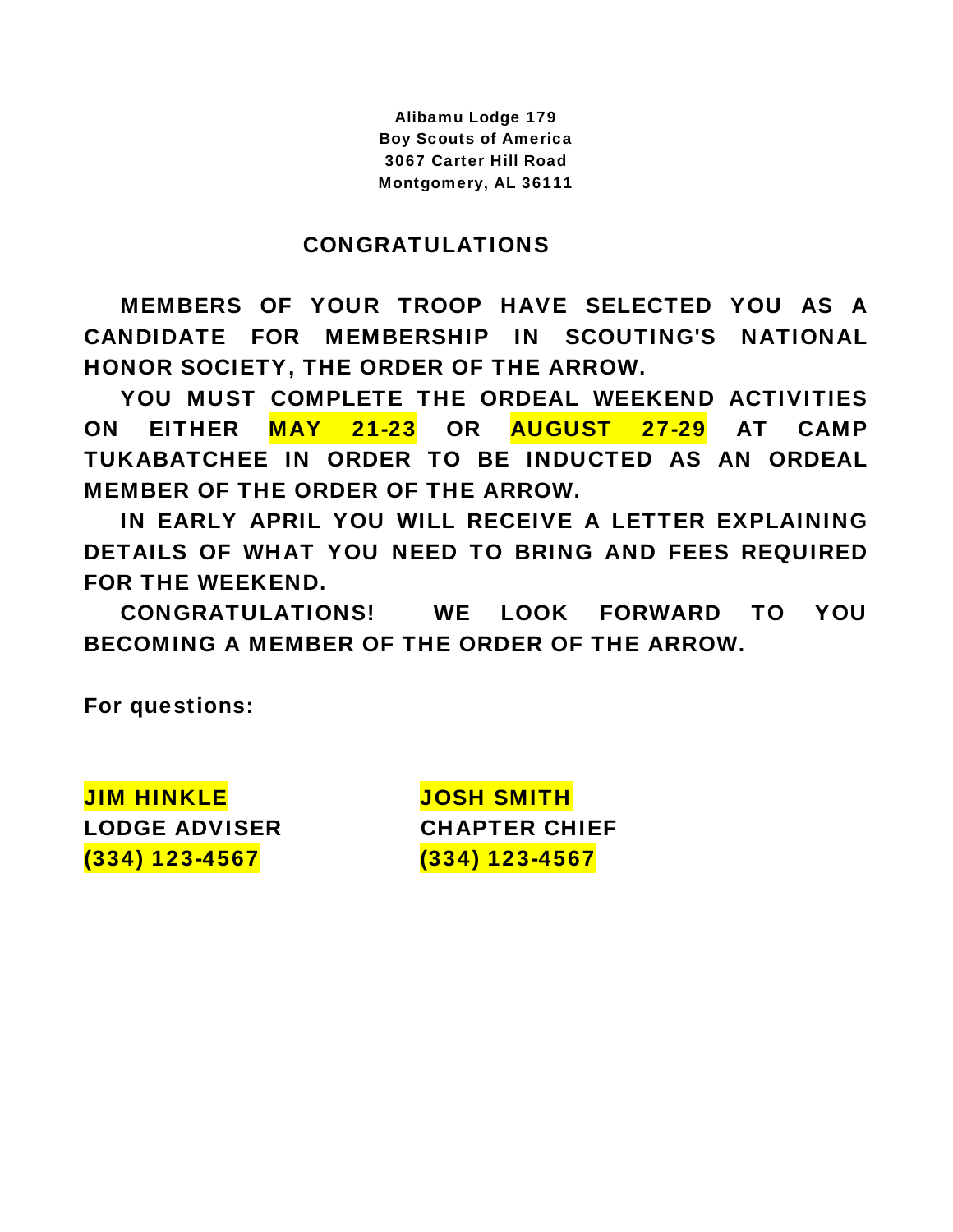**Alibamu Lodge 179**
**Boy Scouts of America**
**3067 Carter Hill Road**
**Montgomery, AL 36111**

## CONGRATULATIONS

**MEMBERS OF YOUR TROOP HAVE SELECTED YOU AS A CANDIDATE FOR MEMBERSHIP IN SCOUTING'S NATIONAL HONOR SOCIETY, THE ORDER OF THE ARROW.**

**YOU MUST COMPLETE THE ORDEAL WEEKEND ACTIVITIES ON EITHER MAY 21-23 OR AUGUST 27-29 AT CAMP TUKABATCHEE IN ORDER TO BE INDUCTED AS AN ORDEAL MEMBER OF THE ORDER OF THE ARROW.**

**IN EARLY APRIL YOU WILL RECEIVE A LETTER EXPLAINING DETAILS OF WHAT YOU NEED TO BRING AND FEES REQUIRED FOR THE WEEKEND.**

**CONGRATULATIONS! WE LOOK FORWARD TO YOU BECOMING A MEMBER OF THE ORDER OF THE ARROW.**

**For questions:**

**JIM HINKLE**
**LODGE ADVISER**
**(334) 123-4567**

**JOSH SMITH**
**CHAPTER CHIEF**
**(334) 123-4567**